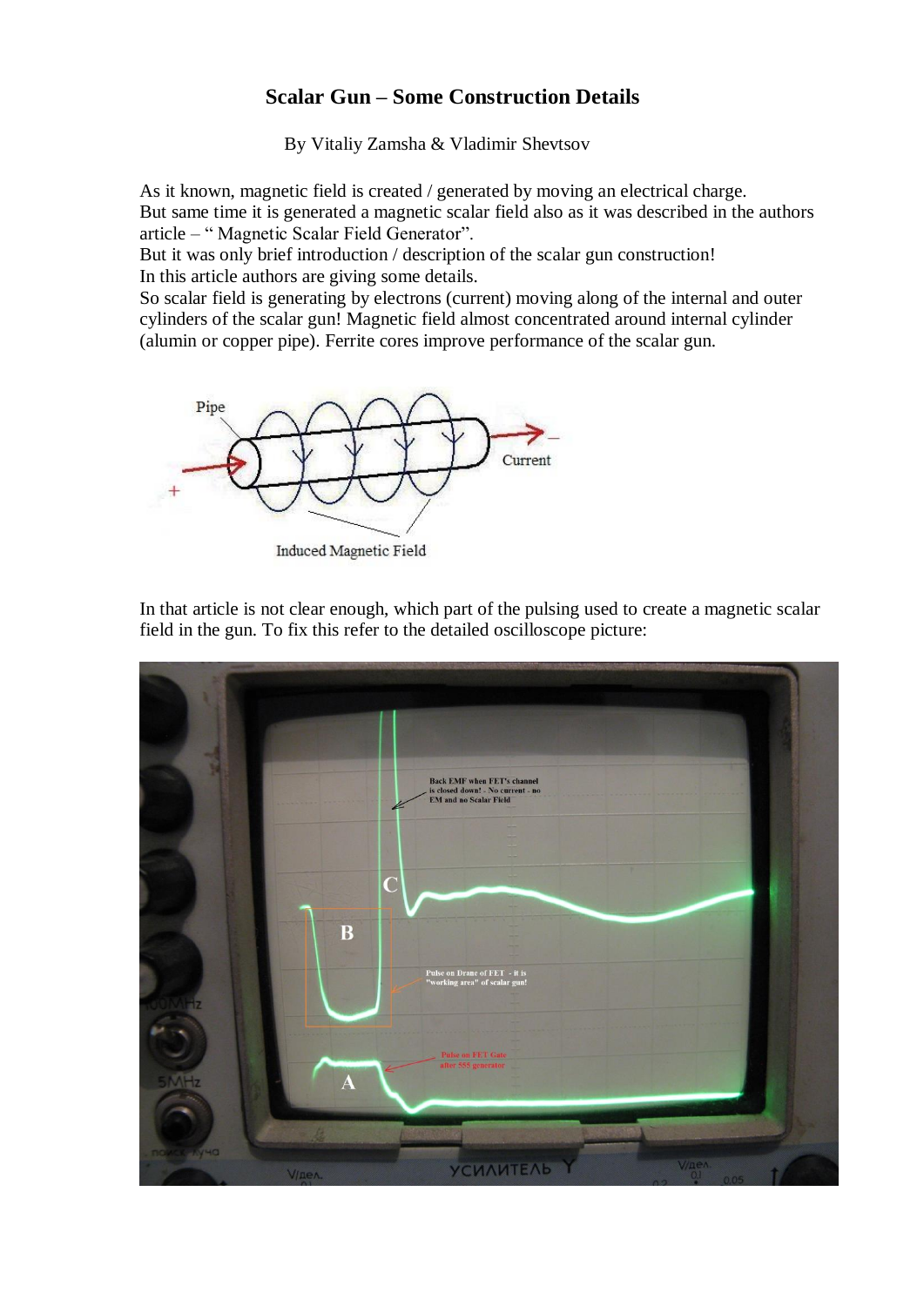# Scalar Gun – Some Construction Details

By Vitaliy Zamsha & Vladimir Shevtsov

As it known, magnetic field is created / generated by moving an electrical charge.
But same time it is generated a magnetic scalar field also as it was described in the authors article – " Magnetic Scalar Field Generator".
But it was only brief introduction / description of the scalar gun construction!
In this article authors are giving some details.
So scalar field is generating by electrons (current) moving along of the internal and outer cylinders of the scalar gun! Magnetic field almost concentrated around internal cylinder (alumin or copper pipe). Ferrite cores improve performance of the scalar gun.

In that article is not clear enough, which part of the pulsing used to create a magnetic scalar field in the gun. To fix this refer to the detailed oscilloscope picture: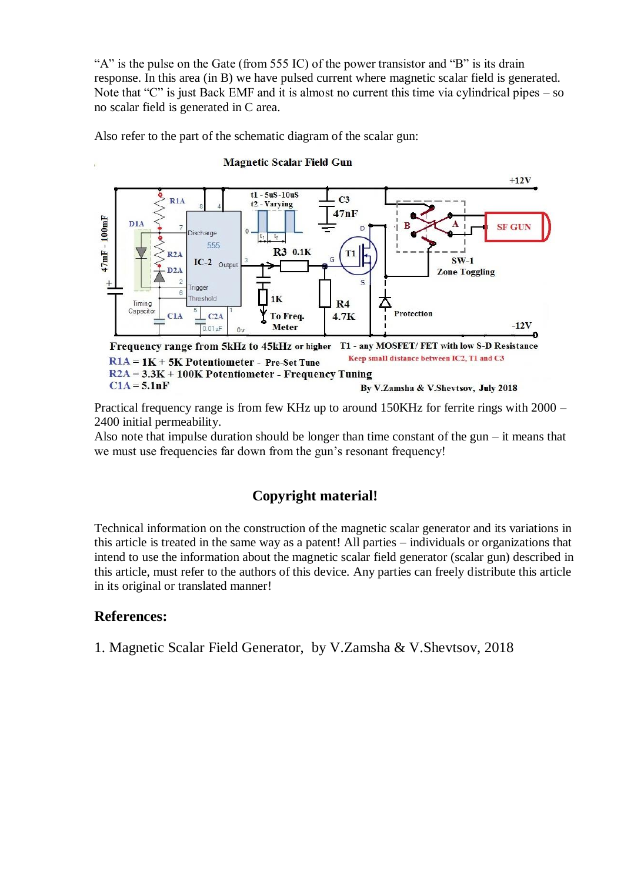"A" is the pulse on the Gate (from 555 IC) of the power transistor and "B" is its drain response. In this area (in B) we have pulsed current where magnetic scalar field is generated. Note that "C" is just Back EMF and it is almost no current this time via cylindrical pipes – so no scalar field is generated in C area.

Also refer to the part of the schematic diagram of the scalar gun:

Magnetic Scalar Field Gun

+12V

R1A

D1A

47mF - 100mF

R2A

D2A

Timing Capacitor

C1A

Discharge

555

IC-2

Output

Trigger

Threshold

C2A

0.01uF

0v

t1 - 5uS-10uS
t2 - Varying

C3
47nF

R3 0.1K

1K

To Freq. Meter

R4
4.7K

T1

D

G

S

B

A

SF GUN

SW-1
Zone Toggling

Protection

-12V

Frequency range from 5kHz to 45kHz or higher

R1A = 1K + 5K Potentiometer - Pre-Set Tune

R2A = 3.3K + 100K Potentiometer - Frequency Tuning

C1A = 5.1nF

T1 - any MOSFET/ FET with low S-D Resistance

Keep small distance between IC2, T1 and C3

By V.Zamsha & V.Shevtsov, July 2018

Practical frequency range is from few KHz up to around 150KHz for ferrite rings with 2000 – 2400 initial permeability.
Also note that impulse duration should be longer than time constant of the gun – it means that we must use frequencies far down from the gun's resonant frequency!

## Copyright material!

Technical information on the construction of the magnetic scalar generator and its variations in this article is treated in the same way as a patent! All parties – individuals or organizations that intend to use the information about the magnetic scalar field generator (scalar gun) described in this article, must refer to the authors of this device. Any parties can freely distribute this article in its original or translated manner!

## References:

1. Magnetic Scalar Field Generator, by V.Zamsha & V.Shevtsov, 2018